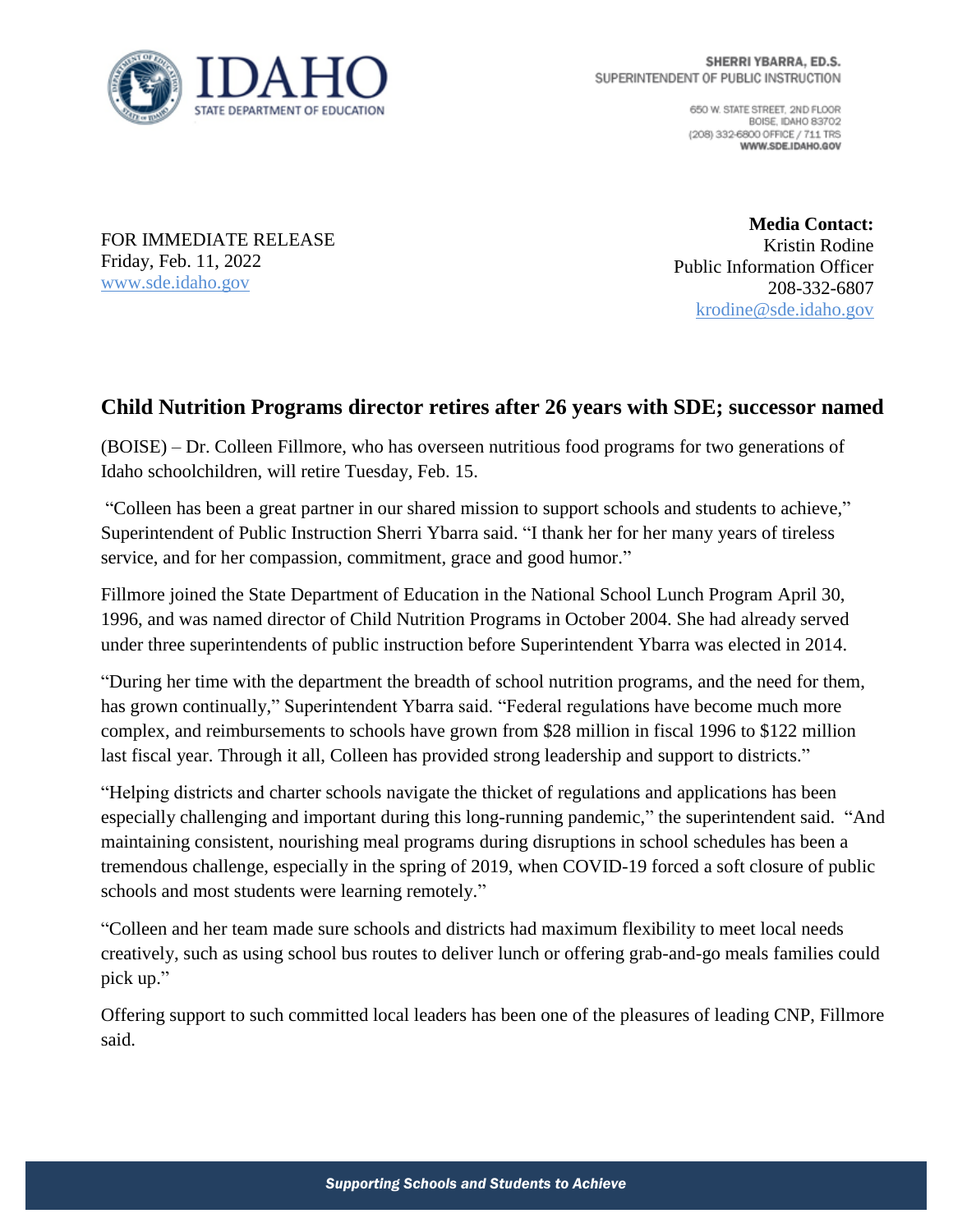IDAHO STATE DEPARTMENT OF EDUCATION

SHERRI YBARRA, ED.S.
SUPERINTENDENT OF PUBLIC INSTRUCTION

650 W. STATE STREET, 2ND FLOOR
BOISE, IDAHO 83702
(208) 332-6800 OFFICE / 711 TRS
**WWW.SDE.IDAHO.GOV**

FOR IMMEDIATE RELEASE
Friday, Feb. 11, 2022
www.sde.idaho.gov

**Media Contact:**
Kristin Rodine
Public Information Officer
208-332-6807
krodine@sde.idaho.gov

## Child Nutrition Programs director retires after 26 years with SDE; successor named

(BOISE) – Dr. Colleen Fillmore, who has overseen nutritious food programs for two generations of Idaho schoolchildren, will retire Tuesday, Feb. 15.

"Colleen has been a great partner in our shared mission to support schools and students to achieve," Superintendent of Public Instruction Sherri Ybarra said. "I thank her for her many years of tireless service, and for her compassion, commitment, grace and good humor."

Fillmore joined the State Department of Education in the National School Lunch Program April 30, 1996, and was named director of Child Nutrition Programs in October 2004. She had already served under three superintendents of public instruction before Superintendent Ybarra was elected in 2014.

"During her time with the department the breadth of school nutrition programs, and the need for them, has grown continually," Superintendent Ybarra said. "Federal regulations have become much more complex, and reimbursements to schools have grown from $28 million in fiscal 1996 to $122 million last fiscal year. Through it all, Colleen has provided strong leadership and support to districts."

"Helping districts and charter schools navigate the thicket of regulations and applications has been especially challenging and important during this long-running pandemic," the superintendent said. "And maintaining consistent, nourishing meal programs during disruptions in school schedules has been a tremendous challenge, especially in the spring of 2019, when COVID-19 forced a soft closure of public schools and most students were learning remotely."

"Colleen and her team made sure schools and districts had maximum flexibility to meet local needs creatively, such as using school bus routes to deliver lunch or offering grab-and-go meals families could pick up."

Offering support to such committed local leaders has been one of the pleasures of leading CNP, Fillmore said.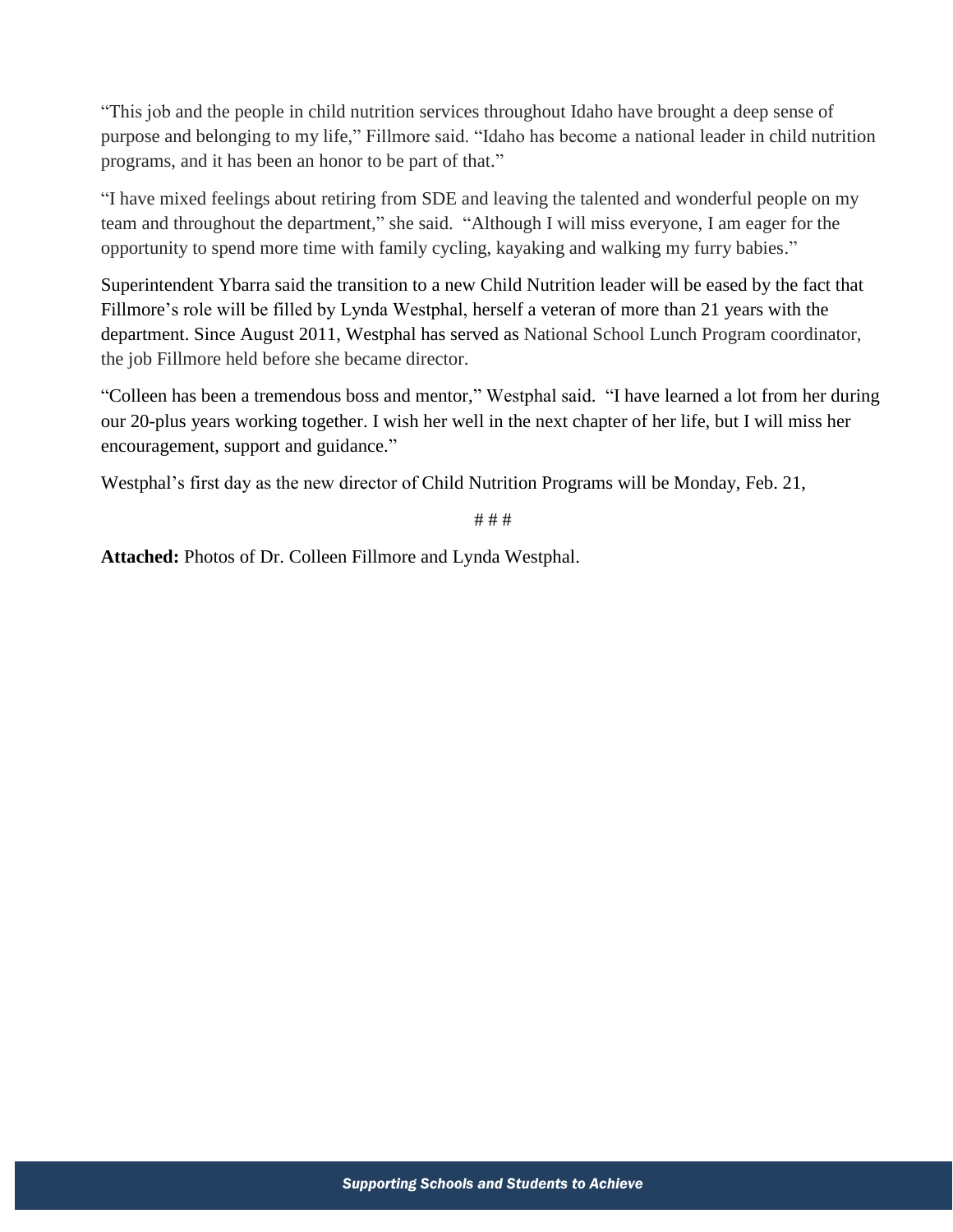"This job and the people in child nutrition services throughout Idaho have brought a deep sense of purpose and belonging to my life," Fillmore said. "Idaho has become a national leader in child nutrition programs, and it has been an honor to be part of that."

"I have mixed feelings about retiring from SDE and leaving the talented and wonderful people on my team and throughout the department," she said. "Although I will miss everyone, I am eager for the opportunity to spend more time with family cycling, kayaking and walking my furry babies."

Superintendent Ybarra said the transition to a new Child Nutrition leader will be eased by the fact that Fillmore's role will be filled by Lynda Westphal, herself a veteran of more than 21 years with the department. Since August 2011, Westphal has served as National School Lunch Program coordinator, the job Fillmore held before she became director.

"Colleen has been a tremendous boss and mentor," Westphal said. "I have learned a lot from her during our 20-plus years working together. I wish her well in the next chapter of her life, but I will miss her encouragement, support and guidance."

Westphal's first day as the new director of Child Nutrition Programs will be Monday, Feb. 21,

# # #

**Attached:** Photos of Dr. Colleen Fillmore and Lynda Westphal.